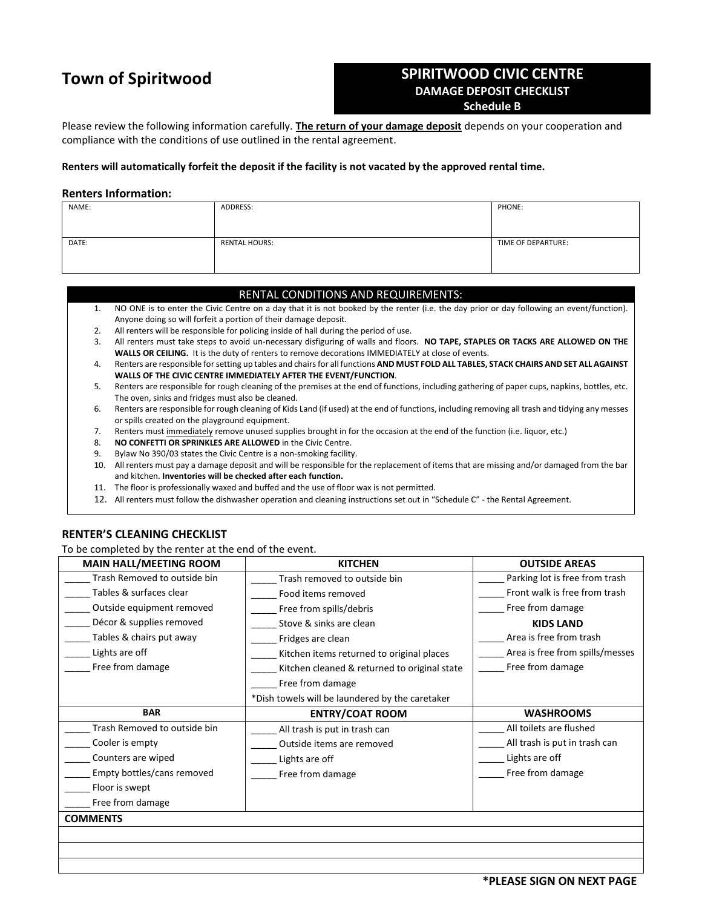# Town of Spiritwood

## SPIRITWOOD CIVIC CENTRE
### DAMAGE DEPOSIT CHECKLIST
### Schedule B

Please review the following information carefully. **The return of your damage deposit** depends on your cooperation and compliance with the conditions of use outlined in the rental agreement.

**Renters will automatically forfeit the deposit if the facility is not vacated by the approved rental time.**

### Renters Information:

| NAME: | ADDRESS: | PHONE: |
|---|---|---|
| DATE: | RENTAL HOURS: | TIME OF DEPARTURE: |

### RENTAL CONDITIONS AND REQUIREMENTS:

1. NO ONE is to enter the Civic Centre on a day that it is not booked by the renter (i.e. the day prior or day following an event/function). Anyone doing so will forfeit a portion of their damage deposit.
2. All renters will be responsible for policing inside of hall during the period of use.
3. All renters must take steps to avoid un-necessary disfiguring of walls and floors. **NO TAPE, STAPLES OR TACKS ARE ALLOWED ON THE WALLS OR CEILING.** It is the duty of renters to remove decorations IMMEDIATELY at close of events.
4. Renters are responsible for setting up tables and chairs for all functions **AND MUST FOLD ALL TABLES, STACK CHAIRS AND SET ALL AGAINST WALLS OF THE CIVIC CENTRE IMMEDIATELY AFTER THE EVENT/FUNCTION**.
5. Renters are responsible for rough cleaning of the premises at the end of functions, including gathering of paper cups, napkins, bottles, etc. The oven, sinks and fridges must also be cleaned.
6. Renters are responsible for rough cleaning of Kids Land (if used) at the end of functions, including removing all trash and tidying any messes or spills created on the playground equipment.
7. Renters must immediately remove unused supplies brought in for the occasion at the end of the function (i.e. liquor, etc.)
8. **NO CONFETTI OR SPRINKLES ARE ALLOWED** in the Civic Centre.
9. Bylaw No 390/03 states the Civic Centre is a non-smoking facility.
10. All renters must pay a damage deposit and will be responsible for the replacement of items that are missing and/or damaged from the bar and kitchen. **Inventories will be checked after each function.**
11. The floor is professionally waxed and buffed and the use of floor wax is not permitted.
12. All renters must follow the dishwasher operation and cleaning instructions set out in "Schedule C" - the Rental Agreement.

### RENTER'S CLEANING CHECKLIST

To be completed by the renter at the end of the event.

| MAIN HALL/MEETING ROOM | KITCHEN | OUTSIDE AREAS |
|---|---|---|
| _____ Trash Removed to outside bin | _____ Trash removed to outside bin | _____ Parking lot is free from trash |
| _____ Tables & surfaces clear | _____ Food items removed | _____ Front walk is free from trash |
| _____ Outside equipment removed | _____ Free from spills/debris | _____ Free from damage |
| _____ Décor & supplies removed | _____ Stove & sinks are clean | **KIDS LAND** |
| _____ Tables & chairs put away | _____ Fridges are clean | _____ Area is free from trash |
| _____ Lights are off | _____ Kitchen items returned to original places | _____ Area is free from spills/messes |
| _____ Free from damage | _____ Kitchen cleaned & returned to original state | _____ Free from damage |
| | _____ Free from damage | |
| | *Dish towels will be laundered by the caretaker | |
| **BAR** | **ENTRY/COAT ROOM** | **WASHROOMS** |
| _____ Trash Removed to outside bin | _____ All trash is put in trash can | _____ All toilets are flushed |
| _____ Cooler is empty | _____ Outside items are removed | _____ All trash is put in trash can |
| _____ Counters are wiped | _____ Lights are off | _____ Lights are off |
| _____ Empty bottles/cans removed | _____ Free from damage | _____ Free from damage |
| _____ Floor is swept | | |
| _____ Free from damage | | |

**COMMENTS**

&nbsp;

**\*PLEASE SIGN ON NEXT PAGE**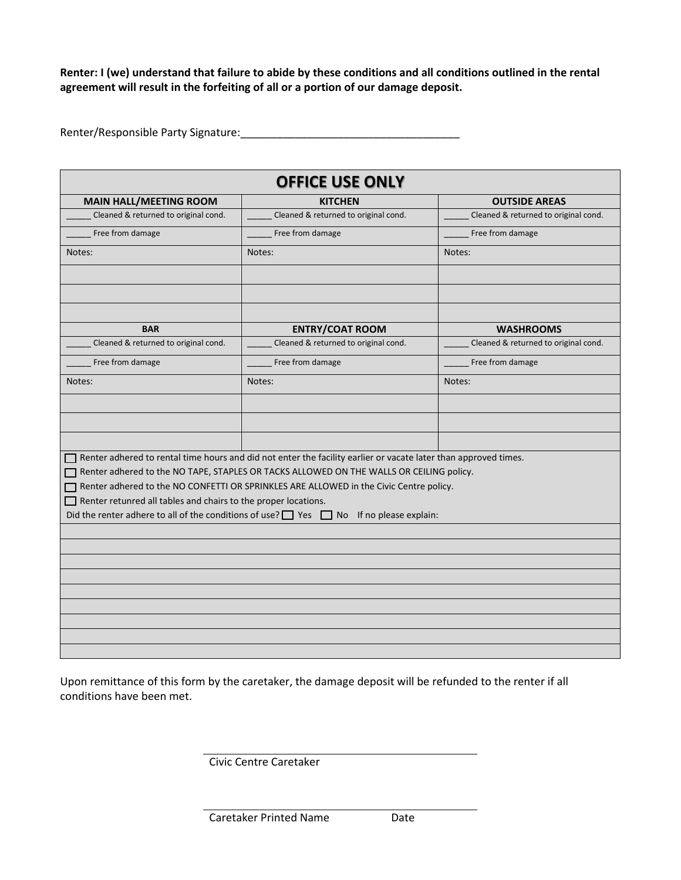**Renter: I (we) understand that failure to abide by these conditions and all conditions outlined in the rental agreement will result in the forfeiting of all or a portion of our damage deposit.**

Renter/Responsible Party Signature:____________________________________

| OFFICE USE ONLY | | |
|---|---|---|
| **MAIN HALL/MEETING ROOM** | **KITCHEN** | **OUTSIDE AREAS** |
| _____ Cleaned & returned to original cond. | _____ Cleaned & returned to original cond. | _____ Cleaned & returned to original cond. |
| _____ Free from damage | _____ Free from damage | _____ Free from damage |
| Notes: | Notes: | Notes: |
| | | |
| | | |
| | | |
| **BAR** | **ENTRY/COAT ROOM** | **WASHROOMS** |
| _____ Cleaned & returned to original cond. | _____ Cleaned & returned to original cond. | _____ Cleaned & returned to original cond. |
| _____ Free from damage | _____ Free from damage | _____ Free from damage |
| Notes: | Notes: | Notes: |
| | | |
| | | |
| | | |

☐ Renter adhered to rental time hours and did not enter the facility earlier or vacate later than approved times.
☐ Renter adhered to the NO TAPE, STAPLES OR TACKS ALLOWED ON THE WALLS OR CEILING policy.
☐ Renter adhered to the NO CONFETTI OR SPRINKLES ARE ALLOWED in the Civic Centre policy.
☐ Renter retunred all tables and chairs to the proper locations.
Did the renter adhere to all of the conditions of use? ☐ Yes ☐ No If no please explain:

Upon remittance of this form by the caretaker, the damage deposit will be refunded to the renter if all conditions have been met.

________________________________
Civic Centre Caretaker

________________________________
Caretaker Printed Name Date